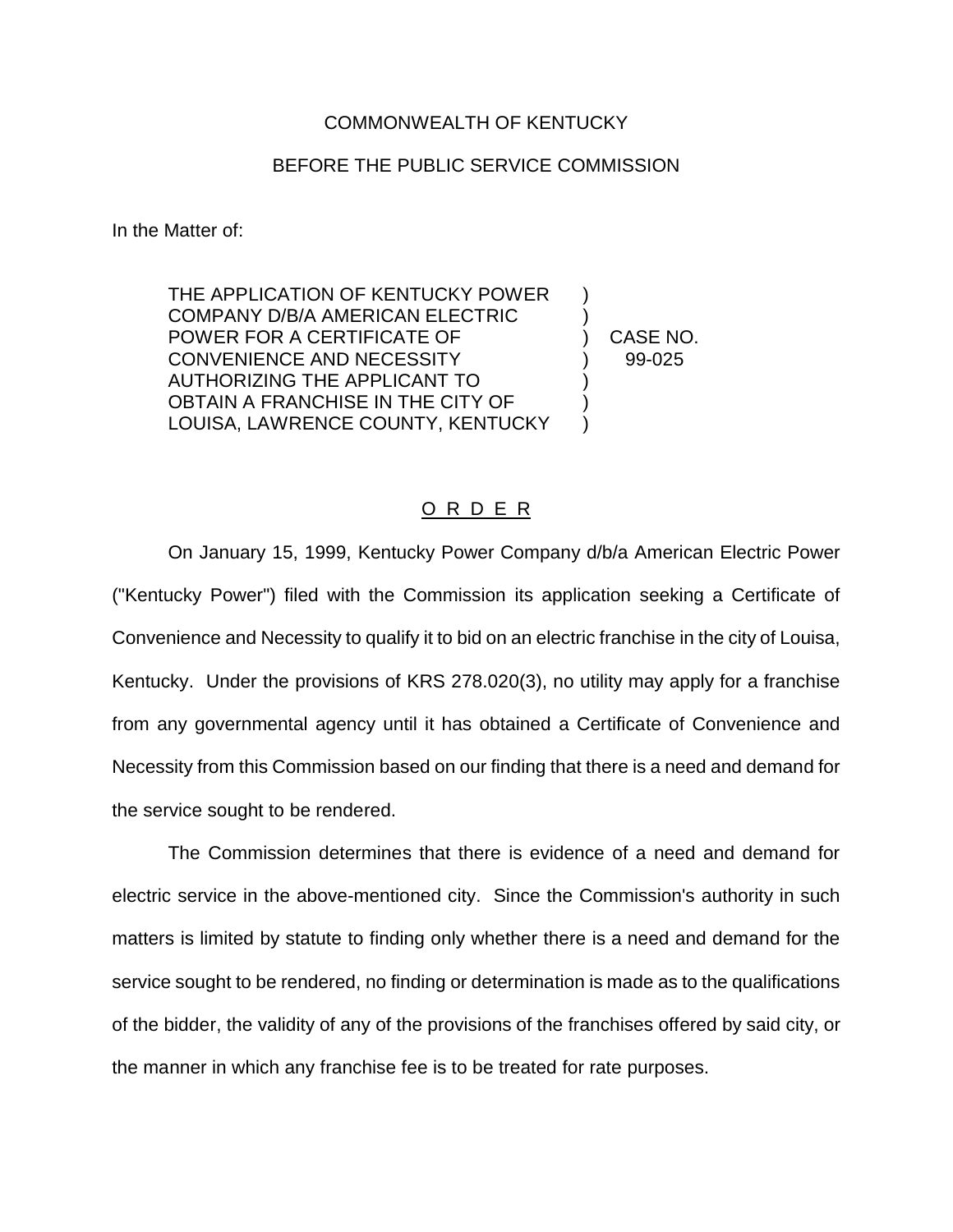COMMONWEALTH OF KENTUCKY

BEFORE THE PUBLIC SERVICE COMMISSION

In the Matter of:

| | | |
|---|---|---|
| THE APPLICATION OF KENTUCKY POWER COMPANY D/B/A AMERICAN ELECTRIC POWER FOR A CERTIFICATE OF CONVENIENCE AND NECESSITY AUTHORIZING THE APPLICANT TO OBTAIN A FRANCHISE IN THE CITY OF LOUISA, LAWRENCE COUNTY, KENTUCKY | ) | CASE NO. 99-025 |

## O R D E R

On January 15, 1999, Kentucky Power Company d/b/a American Electric Power ("Kentucky Power") filed with the Commission its application seeking a Certificate of Convenience and Necessity to qualify it to bid on an electric franchise in the city of Louisa, Kentucky. Under the provisions of KRS 278.020(3), no utility may apply for a franchise from any governmental agency until it has obtained a Certificate of Convenience and Necessity from this Commission based on our finding that there is a need and demand for the service sought to be rendered.

The Commission determines that there is evidence of a need and demand for electric service in the above-mentioned city. Since the Commission's authority in such matters is limited by statute to finding only whether there is a need and demand for the service sought to be rendered, no finding or determination is made as to the qualifications of the bidder, the validity of any of the provisions of the franchises offered by said city, or the manner in which any franchise fee is to be treated for rate purposes.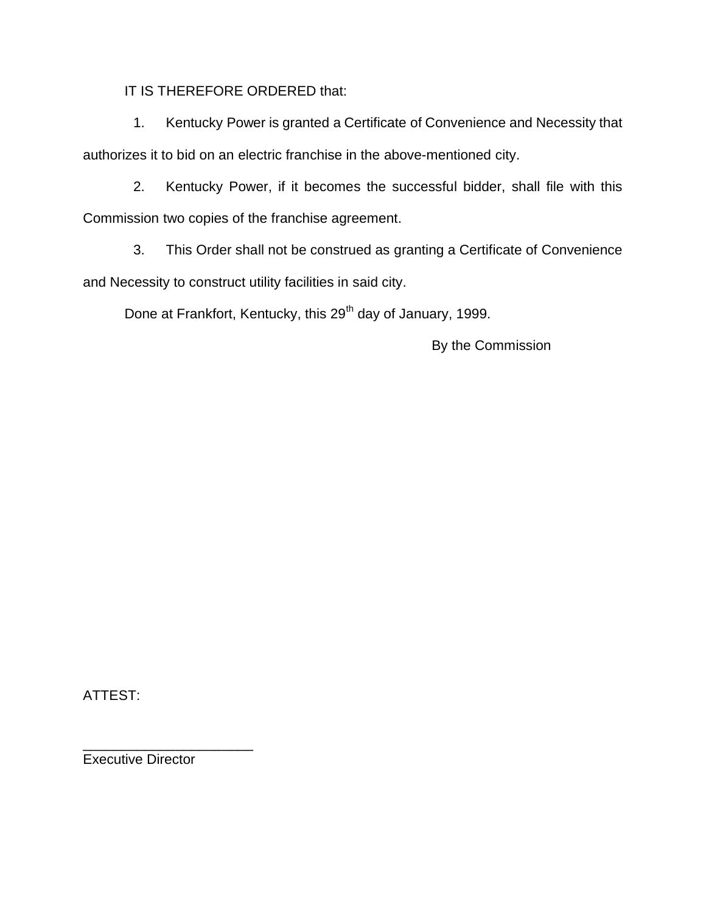IT IS THEREFORE ORDERED that:

1. Kentucky Power is granted a Certificate of Convenience and Necessity that authorizes it to bid on an electric franchise in the above-mentioned city.

2. Kentucky Power, if it becomes the successful bidder, shall file with this Commission two copies of the franchise agreement.

3. This Order shall not be construed as granting a Certificate of Convenience and Necessity to construct utility facilities in said city.

Done at Frankfort, Kentucky, this 29th day of January, 1999.

By the Commission

ATTEST:

______________________
Executive Director